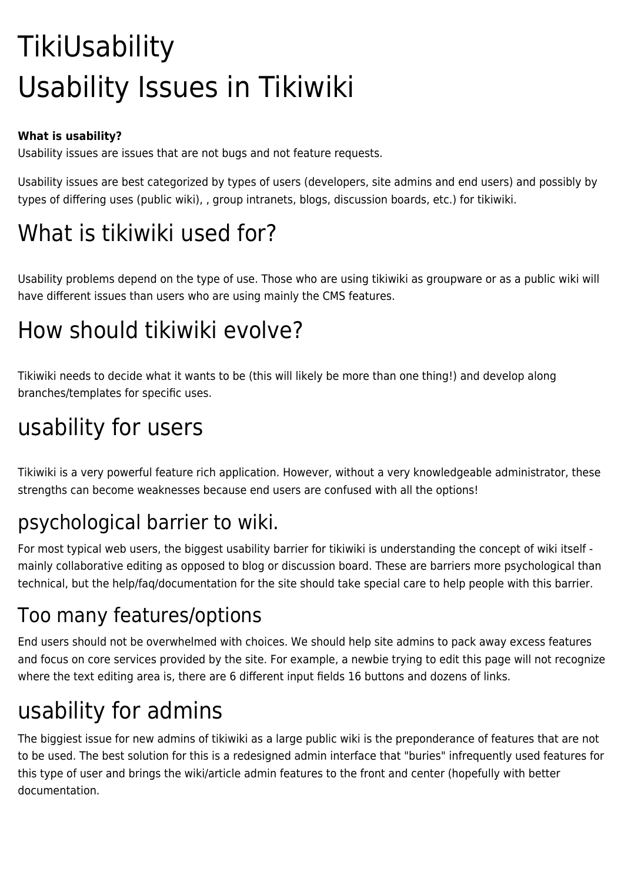# TikiUsability

# Usability Issues in Tikiwiki

**What is usability?**

Usability issues are issues that are not bugs and not feature requests.

Usability issues are best categorized by types of users (developers, site admins and end users) and possibly by types of differing uses (public wiki), , group intranets, blogs, discussion boards, etc.) for tikiwiki.

# What is tikiwiki used for?

Usability problems depend on the type of use. Those who are using tikiwiki as groupware or as a public wiki will have different issues than users who are using mainly the CMS features.

# How should tikiwiki evolve?

Tikiwiki needs to decide what it wants to be (this will likely be more than one thing!) and develop along branches/templates for specific uses.

# usability for users

Tikiwiki is a very powerful feature rich application. However, without a very knowledgeable administrator, these strengths can become weaknesses because end users are confused with all the options!

## psychological barrier to wiki.

For most typical web users, the biggest usability barrier for tikiwiki is understanding the concept of wiki itself - mainly collaborative editing as opposed to blog or discussion board. These are barriers more psychological than technical, but the help/faq/documentation for the site should take special care to help people with this barrier.

## Too many features/options

End users should not be overwhelmed with choices. We should help site admins to pack away excess features and focus on core services provided by the site. For example, a newbie trying to edit this page will not recognize where the text editing area is, there are 6 different input fields 16 buttons and dozens of links.

# usability for admins

The biggiest issue for new admins of tikiwiki as a large public wiki is the preponderance of features that are not to be used. The best solution for this is a redesigned admin interface that "buries" infrequently used features for this type of user and brings the wiki/article admin features to the front and center (hopefully with better documentation.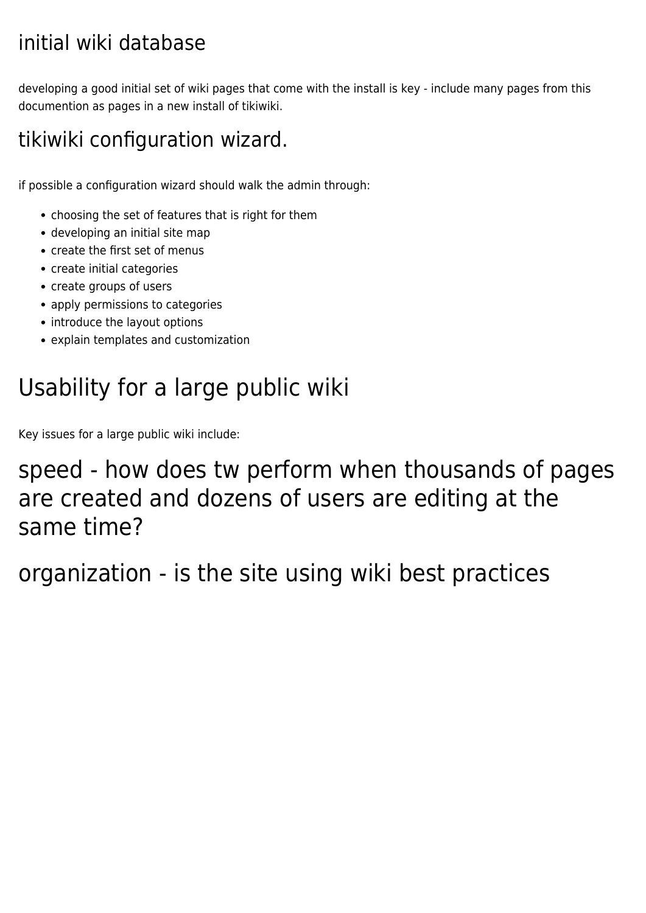## initial wiki database

developing a good initial set of wiki pages that come with the install is key - include many pages from this documention as pages in a new install of tikiwiki.

## tikiwiki configuration wizard.

if possible a configuration wizard should walk the admin through:

- choosing the set of features that is right for them
- developing an initial site map
- create the first set of menus
- create initial categories
- create groups of users
- apply permissions to categories
- introduce the layout options
- explain templates and customization

# Usability for a large public wiki

Key issues for a large public wiki include:

# speed - how does tw perform when thousands of pages are created and dozens of users are editing at the same time?

# organization - is the site using wiki best practices